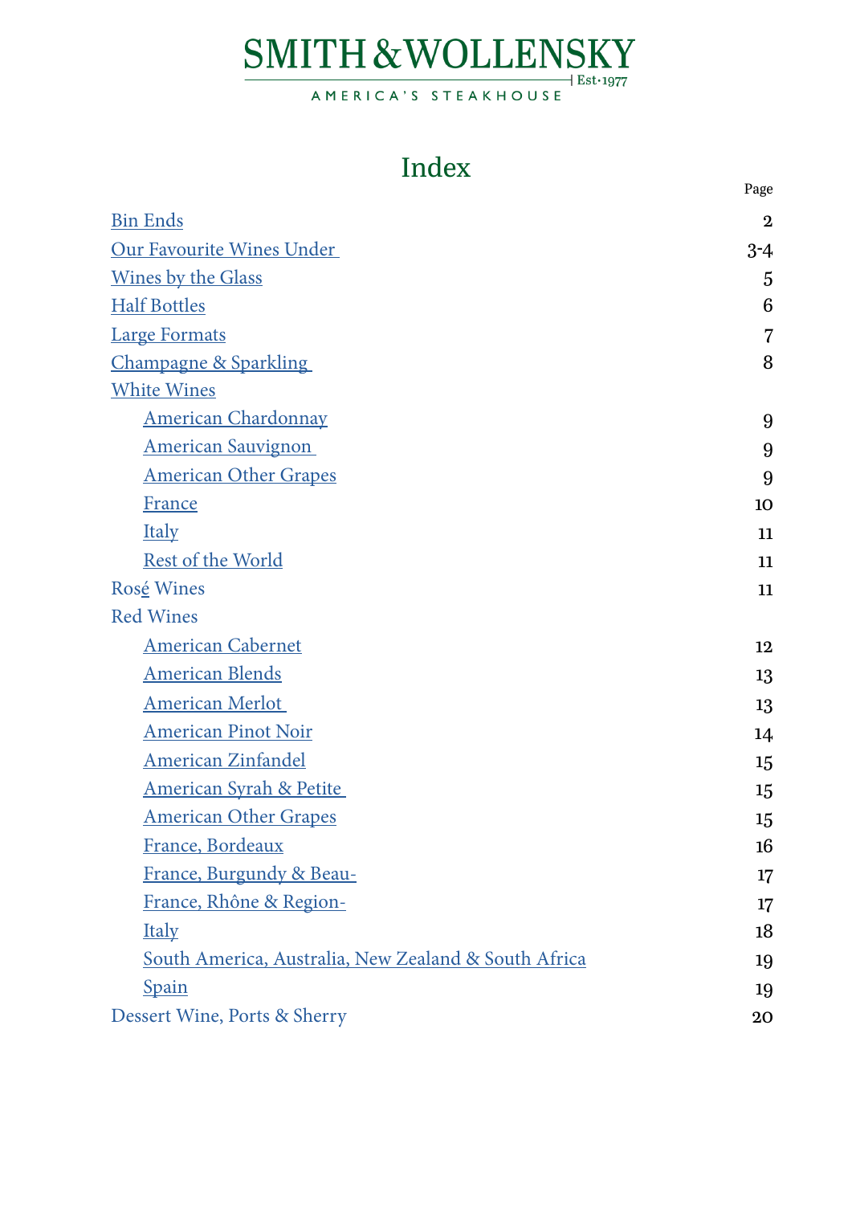# SMITH & WOLLENSKY

Est. 1977

AMERICA'S STEAKHOUSE

## Index

| | Page |
|---|---|
| Bin Ends | 2 |
| Our Favourite Wines Under | 3-4 |
| Wines by the Glass | 5 |
| Half Bottles | 6 |
| Large Formats | 7 |
| Champagne & Sparkling | 8 |
| White Wines | |
| American Chardonnay | 9 |
| American Sauvignon | 9 |
| American Other Grapes | 9 |
| France | 10 |
| Italy | 11 |
| Rest of the World | 11 |
| Rosé Wines | 11 |
| Red Wines | |
| American Cabernet | 12 |
| American Blends | 13 |
| American Merlot | 13 |
| American Pinot Noir | 14 |
| American Zinfandel | 15 |
| American Syrah & Petite | 15 |
| American Other Grapes | 15 |
| France, Bordeaux | 16 |
| France, Burgundy & Beau- | 17 |
| France, Rhône & Region- | 17 |
| Italy | 18 |
| South America, Australia, New Zealand & South Africa | 19 |
| Spain | 19 |
| Dessert Wine, Ports & Sherry | 20 |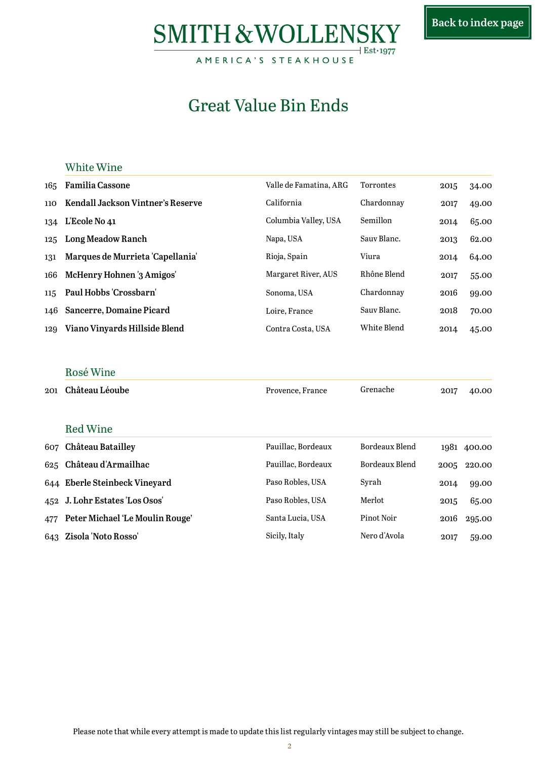# SMITH & WOLLENSKY

Est. 1977

AMERICA'S STEAKHOUSE

## Great Value Bin Ends

### White Wine

| | | | | | |
|---|---|---|---|---|---|
| 165 | **Familia Cassone** | Valle de Famatina, ARG | Torrontes | 2015 | 34.00 |
| 110 | **Kendall Jackson Vintner's Reserve** | California | Chardonnay | 2017 | 49.00 |
| 134 | **L'Ecole No 41** | Columbia Valley, USA | Semillon | 2014 | 65.00 |
| 125 | **Long Meadow Ranch** | Napa, USA | Sauv Blanc. | 2013 | 62.00 |
| 131 | **Marques de Murrieta 'Capellania'** | Rioja, Spain | Viura | 2014 | 64.00 |
| 166 | **McHenry Hohnen '3 Amigos'** | Margaret River, AUS | Rhône Blend | 2017 | 55.00 |
| 115 | **Paul Hobbs 'Crossbarn'** | Sonoma, USA | Chardonnay | 2016 | 99.00 |
| 146 | **Sancerre, Domaine Picard** | Loire, France | Sauv Blanc. | 2018 | 70.00 |
| 129 | **Viano Vinyards Hillside Blend** | Contra Costa, USA | White Blend | 2014 | 45.00 |

### Rosé Wine

| | | | | | |
|---|---|---|---|---|---|
| 201 | **Château Léoube** | Provence, France | Grenache | 2017 | 40.00 |

### Red Wine

| | | | | | |
|---|---|---|---|---|---|
| 607 | **Château Batailley** | Pauillac, Bordeaux | Bordeaux Blend | 1981 | 400.00 |
| 625 | **Château d'Armailhac** | Pauillac, Bordeaux | Bordeaux Blend | 2005 | 220.00 |
| 644 | **Eberle Steinbeck Vineyard** | Paso Robles, USA | Syrah | 2014 | 99.00 |
| 452 | **J. Lohr Estates 'Los Osos'** | Paso Robles, USA | Merlot | 2015 | 65.00 |
| 477 | **Peter Michael 'Le Moulin Rouge'** | Santa Lucia, USA | Pinot Noir | 2016 | 295.00 |
| 643 | **Zisola 'Noto Rosso'** | Sicily, Italy | Nero d'Avola | 2017 | 59.00 |

Please note that while every attempt is made to update this list regularly vintages may still be subject to change.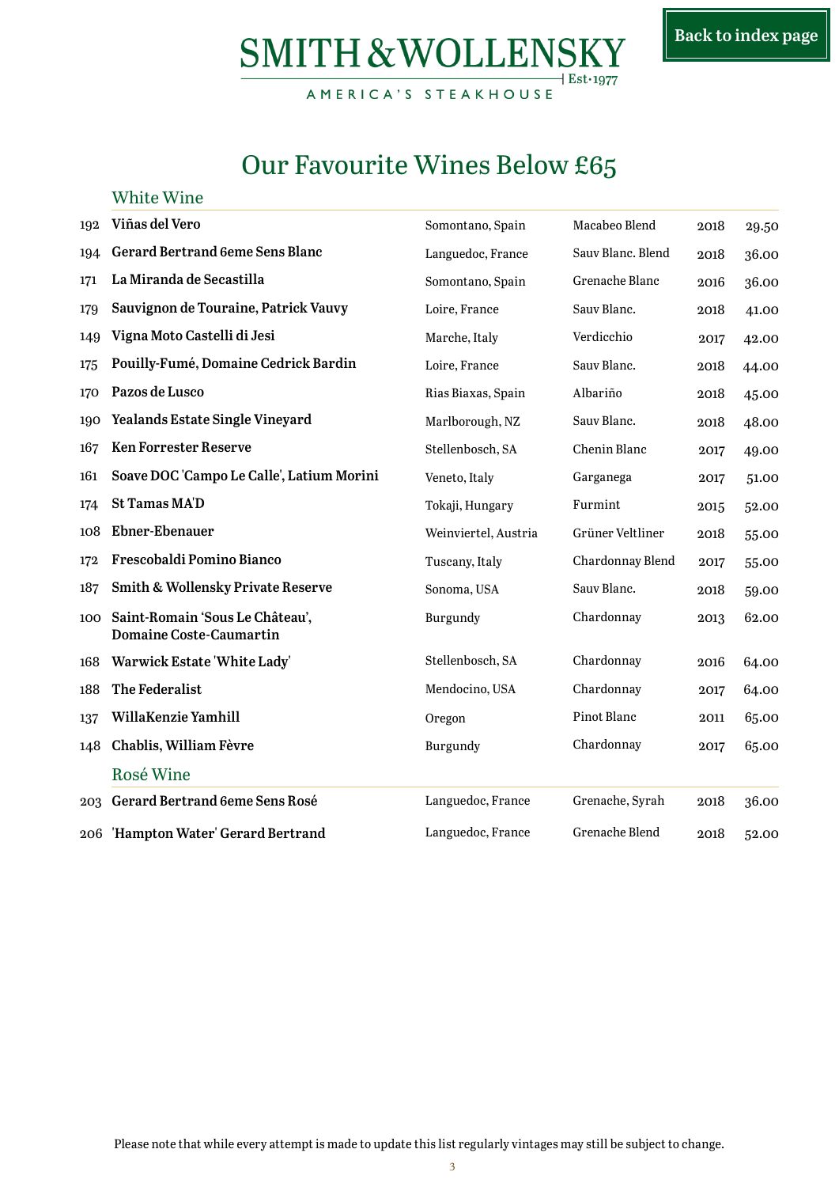# SMITH & WOLLENSKY

Est. 1977

AMERICA'S STEAKHOUSE

Back to index page

## Our Favourite Wines Below £65

### White Wine

| | | | | | |
|---|---|---|---|---|---|
| 192 | **Viñas del Vero** | Somontano, Spain | Macabeo Blend | 2018 | 29.50 |
| 194 | **Gerard Bertrand 6eme Sens Blanc** | Languedoc, France | Sauv Blanc. Blend | 2018 | 36.00 |
| 171 | **La Miranda de Secastilla** | Somontano, Spain | Grenache Blanc | 2016 | 36.00 |
| 179 | **Sauvignon de Touraine, Patrick Vauvy** | Loire, France | Sauv Blanc. | 2018 | 41.00 |
| 149 | **Vigna Moto Castelli di Jesi** | Marche, Italy | Verdicchio | 2017 | 42.00 |
| 175 | **Pouilly-Fumé, Domaine Cedrick Bardin** | Loire, France | Sauv Blanc. | 2018 | 44.00 |
| 170 | **Pazos de Lusco** | Rias Biaxas, Spain | Albariño | 2018 | 45.00 |
| 190 | **Yealands Estate Single Vineyard** | Marlborough, NZ | Sauv Blanc. | 2018 | 48.00 |
| 167 | **Ken Forrester Reserve** | Stellenbosch, SA | Chenin Blanc | 2017 | 49.00 |
| 161 | **Soave DOC 'Campo Le Calle', Latium Morini** | Veneto, Italy | Garganega | 2017 | 51.00 |
| 174 | **St Tamas MA'D** | Tokaji, Hungary | Furmint | 2015 | 52.00 |
| 108 | **Ebner-Ebenauer** | Weinviertel, Austria | Grüner Veltliner | 2018 | 55.00 |
| 172 | **Frescobaldi Pomino Bianco** | Tuscany, Italy | Chardonnay Blend | 2017 | 55.00 |
| 187 | **Smith & Wollensky Private Reserve** | Sonoma, USA | Sauv Blanc. | 2018 | 59.00 |
| 100 | **Saint-Romain 'Sous Le Château', Domaine Coste-Caumartin** | Burgundy | Chardonnay | 2013 | 62.00 |
| 168 | **Warwick Estate 'White Lady'** | Stellenbosch, SA | Chardonnay | 2016 | 64.00 |
| 188 | **The Federalist** | Mendocino, USA | Chardonnay | 2017 | 64.00 |
| 137 | **WillaKenzie Yamhill** | Oregon | Pinot Blanc | 2011 | 65.00 |
| 148 | **Chablis, William Fèvre** | Burgundy | Chardonnay | 2017 | 65.00 |

### Rosé Wine

| | | | | | |
|---|---|---|---|---|---|
| 203 | **Gerard Bertrand 6eme Sens Rosé** | Languedoc, France | Grenache, Syrah | 2018 | 36.00 |
| 206 | **'Hampton Water' Gerard Bertrand** | Languedoc, France | Grenache Blend | 2018 | 52.00 |

Please note that while every attempt is made to update this list regularly vintages may still be subject to change.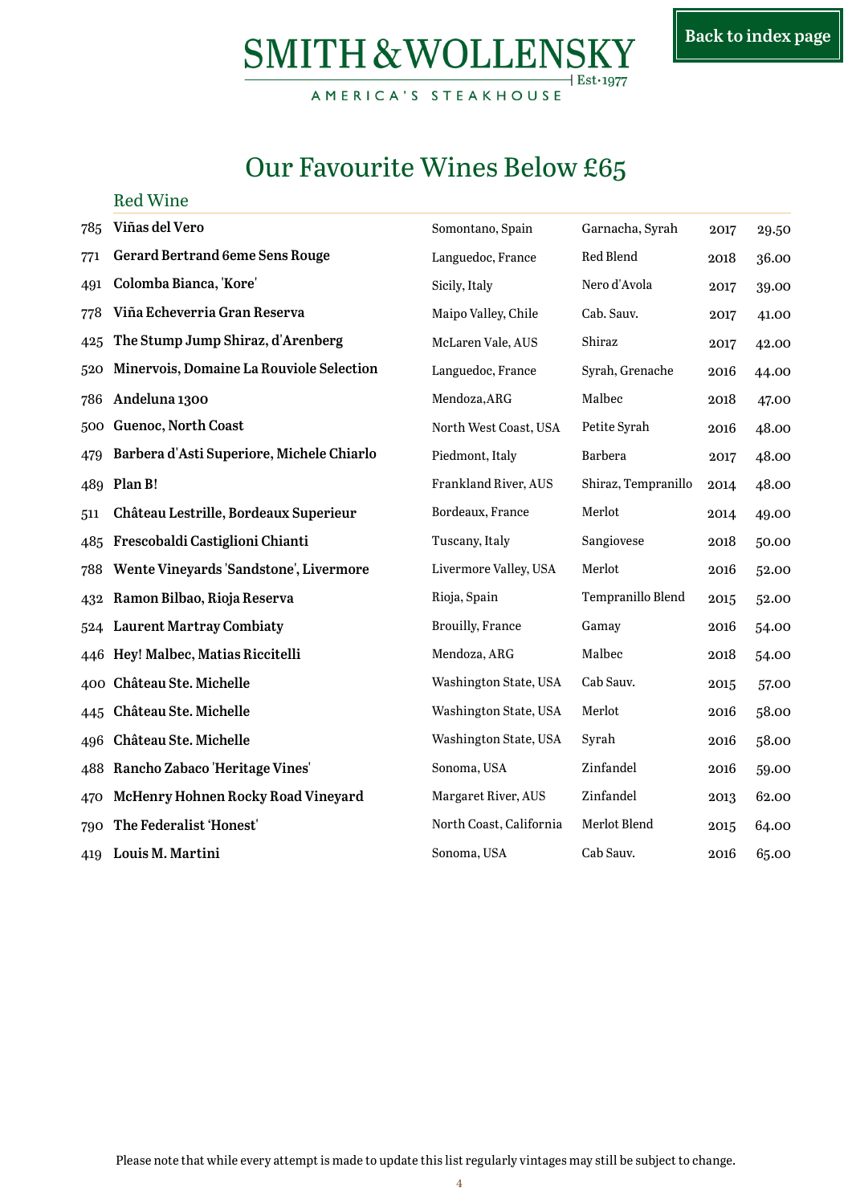Back to index page

# SMITH & WOLLENSKY

Est. 1977

AMERICA'S STEAKHOUSE

## Our Favourite Wines Below £65

### Red Wine

| | | | | | |
|---|---|---|---|---|---|
| 785 | **Viñas del Vero** | Somontano, Spain | Garnacha, Syrah | 2017 | 29.50 |
| 771 | **Gerard Bertrand 6eme Sens Rouge** | Languedoc, France | Red Blend | 2018 | 36.00 |
| 491 | **Colomba Bianca, 'Kore'** | Sicily, Italy | Nero d'Avola | 2017 | 39.00 |
| 778 | **Viña Echeverria Gran Reserva** | Maipo Valley, Chile | Cab. Sauv. | 2017 | 41.00 |
| 425 | **The Stump Jump Shiraz, d'Arenberg** | McLaren Vale, AUS | Shiraz | 2017 | 42.00 |
| 520 | **Minervois, Domaine La Rouviole Selection** | Languedoc, France | Syrah, Grenache | 2016 | 44.00 |
| 786 | **Andeluna 1300** | Mendoza,ARG | Malbec | 2018 | 47.00 |
| 500 | **Guenoc, North Coast** | North West Coast, USA | Petite Syrah | 2016 | 48.00 |
| 479 | **Barbera d'Asti Superiore, Michele Chiarlo** | Piedmont, Italy | Barbera | 2017 | 48.00 |
| 489 | **Plan B!** | Frankland River, AUS | Shiraz, Tempranillo | 2014 | 48.00 |
| 511 | **Château Lestrille, Bordeaux Superieur** | Bordeaux, France | Merlot | 2014 | 49.00 |
| 485 | **Frescobaldi Castiglioni Chianti** | Tuscany, Italy | Sangiovese | 2018 | 50.00 |
| 788 | **Wente Vineyards 'Sandstone', Livermore** | Livermore Valley, USA | Merlot | 2016 | 52.00 |
| 432 | **Ramon Bilbao, Rioja Reserva** | Rioja, Spain | Tempranillo Blend | 2015 | 52.00 |
| 524 | **Laurent Martray Combiaty** | Brouilly, France | Gamay | 2016 | 54.00 |
| 446 | **Hey! Malbec, Matias Riccitelli** | Mendoza, ARG | Malbec | 2018 | 54.00 |
| 400 | **Château Ste. Michelle** | Washington State, USA | Cab Sauv. | 2015 | 57.00 |
| 445 | **Château Ste. Michelle** | Washington State, USA | Merlot | 2016 | 58.00 |
| 496 | **Château Ste. Michelle** | Washington State, USA | Syrah | 2016 | 58.00 |
| 488 | **Rancho Zabaco 'Heritage Vines'** | Sonoma, USA | Zinfandel | 2016 | 59.00 |
| 470 | **McHenry Hohnen Rocky Road Vineyard** | Margaret River, AUS | Zinfandel | 2013 | 62.00 |
| 790 | **The Federalist 'Honest'** | North Coast, California | Merlot Blend | 2015 | 64.00 |
| 419 | **Louis M. Martini** | Sonoma, USA | Cab Sauv. | 2016 | 65.00 |

Please note that while every attempt is made to update this list regularly vintages may still be subject to change.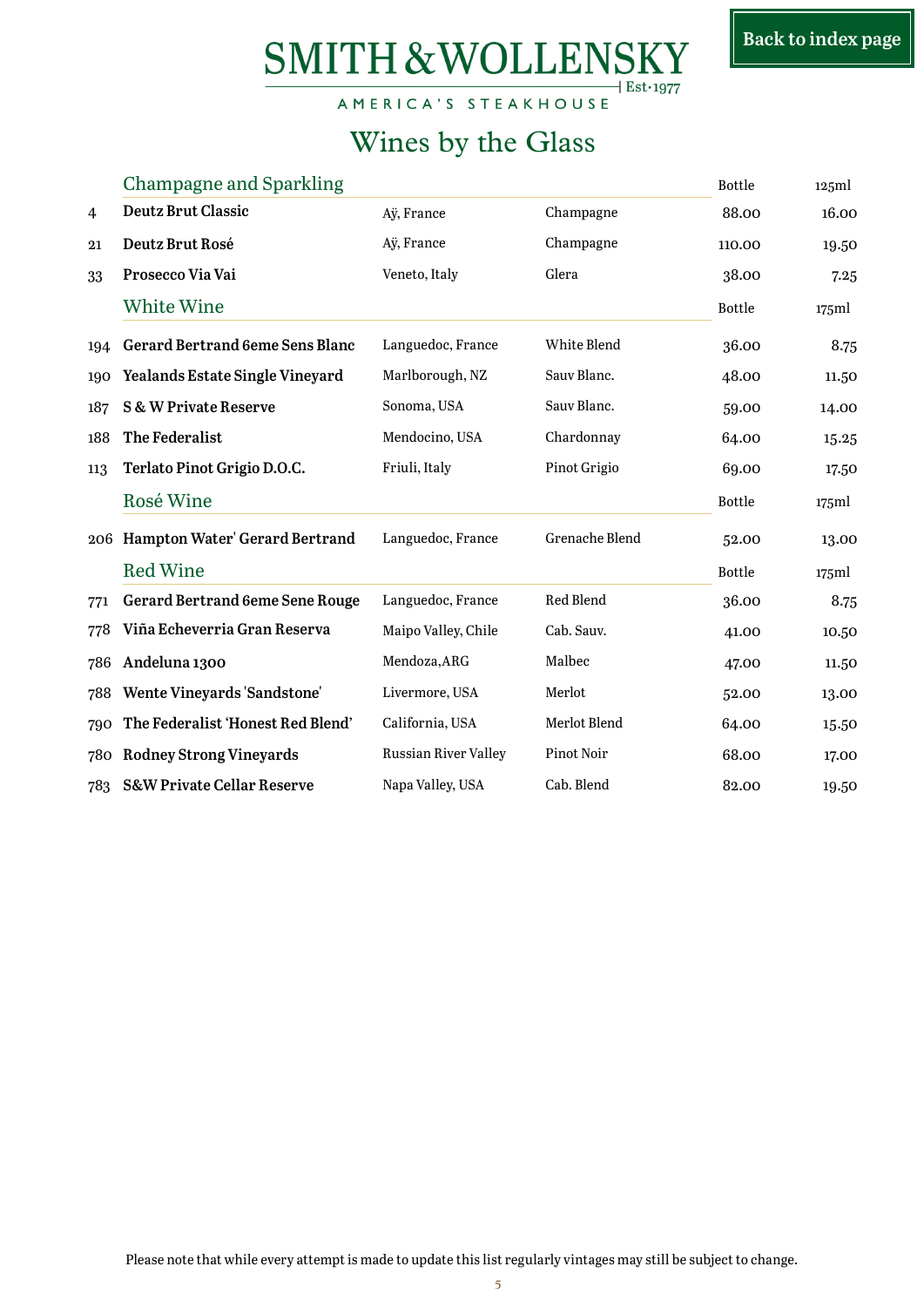Back to index page

# SMITH & WOLLENSKY

Est. 1977

AMERICA'S STEAKHOUSE

## Wines by the Glass

| | Champagne and Sparkling | | | Bottle | 125ml |
|---|---|---|---|---|---|
| 4 | **Deutz Brut Classic** | Aÿ, France | Champagne | 88.00 | 16.00 |
| 21 | **Deutz Brut Rosé** | Aÿ, France | Champagne | 110.00 | 19.50 |
| 33 | **Prosecco Via Vai** | Veneto, Italy | Glera | 38.00 | 7.25 |
| | **White Wine** | | | **Bottle** | **175ml** |
| 194 | **Gerard Bertrand 6eme Sens Blanc** | Languedoc, France | White Blend | 36.00 | 8.75 |
| 190 | **Yealands Estate Single Vineyard** | Marlborough, NZ | Sauv Blanc. | 48.00 | 11.50 |
| 187 | **S & W Private Reserve** | Sonoma, USA | Sauv Blanc. | 59.00 | 14.00 |
| 188 | **The Federalist** | Mendocino, USA | Chardonnay | 64.00 | 15.25 |
| 113 | **Terlato Pinot Grigio D.O.C.** | Friuli, Italy | Pinot Grigio | 69.00 | 17.50 |
| | **Rosé Wine** | | | **Bottle** | **175ml** |
| 206 | **Hampton Water' Gerard Bertrand** | Languedoc, France | Grenache Blend | 52.00 | 13.00 |
| | **Red Wine** | | | **Bottle** | **175ml** |
| 771 | **Gerard Bertrand 6eme Sene Rouge** | Languedoc, France | Red Blend | 36.00 | 8.75 |
| 778 | **Viña Echeverria Gran Reserva** | Maipo Valley, Chile | Cab. Sauv. | 41.00 | 10.50 |
| 786 | **Andeluna 1300** | Mendoza,ARG | Malbec | 47.00 | 11.50 |
| 788 | **Wente Vineyards 'Sandstone'** | Livermore, USA | Merlot | 52.00 | 13.00 |
| 790 | **The Federalist 'Honest Red Blend'** | California, USA | Merlot Blend | 64.00 | 15.50 |
| 780 | **Rodney Strong Vineyards** | Russian River Valley | Pinot Noir | 68.00 | 17.00 |
| 783 | **S&W Private Cellar Reserve** | Napa Valley, USA | Cab. Blend | 82.00 | 19.50 |

Please note that while every attempt is made to update this list regularly vintages may still be subject to change.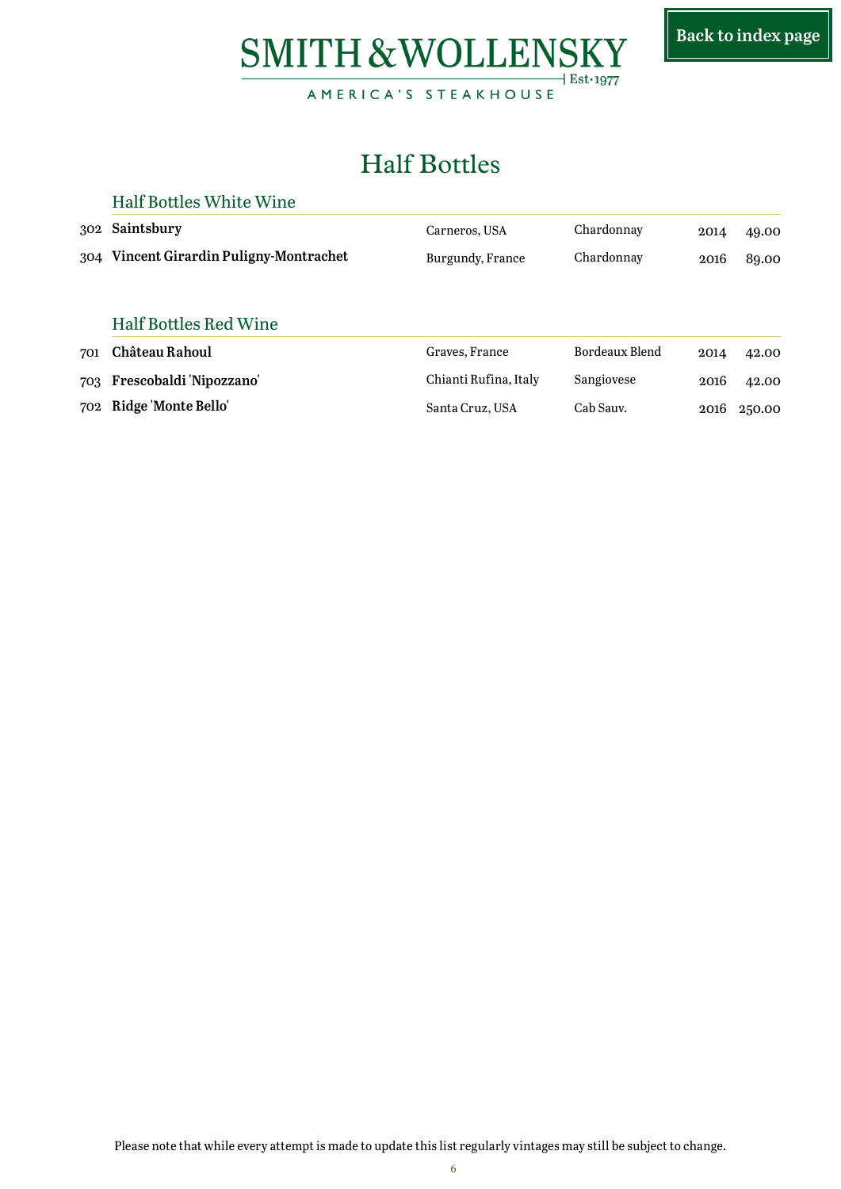Back to index page

SMITH & WOLLENSKY
Est. 1977
AMERICA'S STEAKHOUSE

# Half Bottles

## Half Bottles White Wine

| | | | | | |
|---|---|---|---|---|---|
| 302 | **Saintsbury** | Carneros, USA | Chardonnay | 2014 | 49.00 |
| 304 | **Vincent Girardin Puligny-Montrachet** | Burgundy, France | Chardonnay | 2016 | 89.00 |

## Half Bottles Red Wine

| | | | | | |
|---|---|---|---|---|---|
| 701 | **Château Rahoul** | Graves, France | Bordeaux Blend | 2014 | 42.00 |
| 703 | **Frescobaldi 'Nipozzano'** | Chianti Rufina, Italy | Sangiovese | 2016 | 42.00 |
| 702 | **Ridge 'Monte Bello'** | Santa Cruz, USA | Cab Sauv. | 2016 | 250.00 |

Please note that while every attempt is made to update this list regularly vintages may still be subject to change.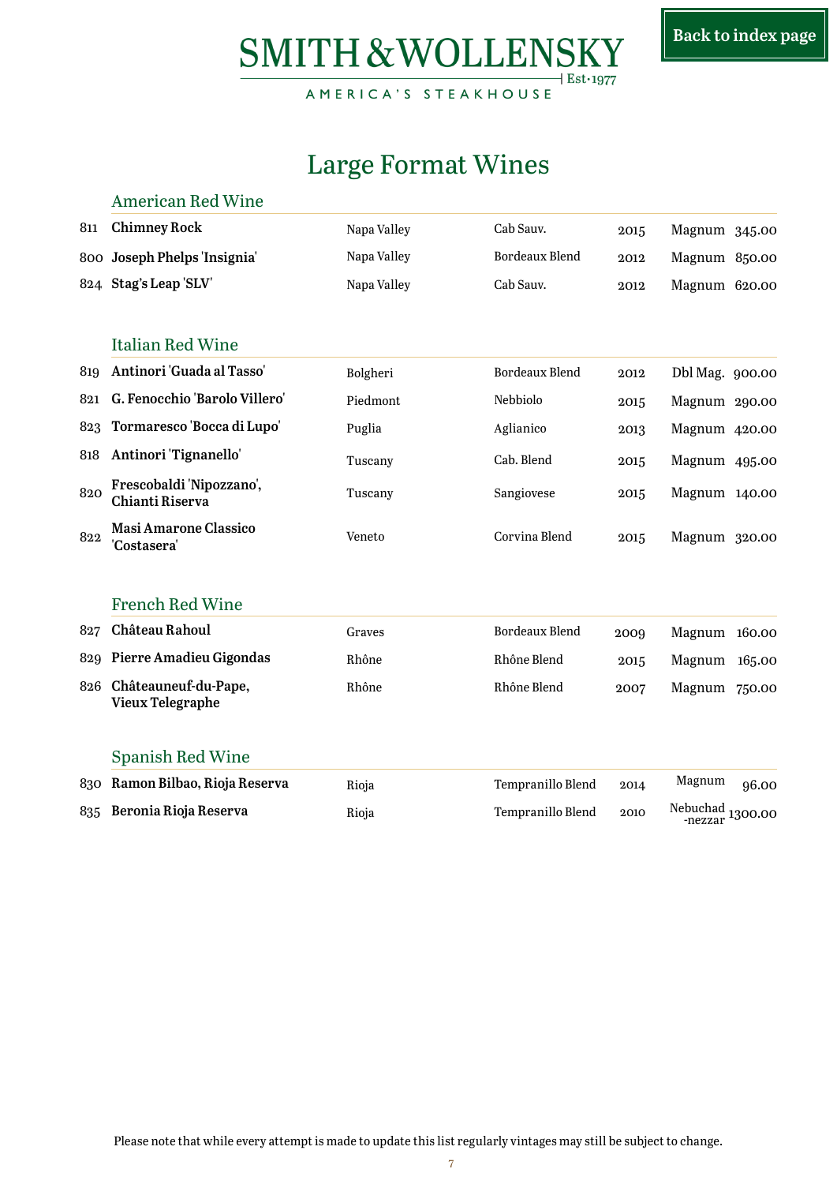SMITH & WOLLENSKY

Est. 1977

AMERICA'S STEAKHOUSE

Back to index page

# Large Format Wines

## American Red Wine

| | | | | | | |
|---|---|---|---|---|---|---|
| 811 | **Chimney Rock** | Napa Valley | Cab Sauv. | 2015 | Magnum | 345.00 |
| 800 | **Joseph Phelps 'Insignia'** | Napa Valley | Bordeaux Blend | 2012 | Magnum | 850.00 |
| 824 | **Stag's Leap 'SLV'** | Napa Valley | Cab Sauv. | 2012 | Magnum | 620.00 |

## Italian Red Wine

| | | | | | | |
|---|---|---|---|---|---|---|
| 819 | **Antinori 'Guada al Tasso'** | Bolgheri | Bordeaux Blend | 2012 | Dbl Mag. | 900.00 |
| 821 | **G. Fenocchio 'Barolo Villero'** | Piedmont | Nebbiolo | 2015 | Magnum | 290.00 |
| 823 | **Tormaresco 'Bocca di Lupo'** | Puglia | Aglianico | 2013 | Magnum | 420.00 |
| 818 | **Antinori 'Tignanello'** | Tuscany | Cab. Blend | 2015 | Magnum | 495.00 |
| 820 | **Frescobaldi 'Nipozzano', Chianti Riserva** | Tuscany | Sangiovese | 2015 | Magnum | 140.00 |
| 822 | **Masi Amarone Classico 'Costasera'** | Veneto | Corvina Blend | 2015 | Magnum | 320.00 |

## French Red Wine

| | | | | | | |
|---|---|---|---|---|---|---|
| 827 | **Château Rahoul** | Graves | Bordeaux Blend | 2009 | Magnum | 160.00 |
| 829 | **Pierre Amadieu Gigondas** | Rhône | Rhône Blend | 2015 | Magnum | 165.00 |
| 826 | **Châteauneuf-du-Pape, Vieux Telegraphe** | Rhône | Rhône Blend | 2007 | Magnum | 750.00 |

## Spanish Red Wine

| | | | | | | |
|---|---|---|---|---|---|---|
| 830 | **Ramon Bilbao, Rioja Reserva** | Rioja | Tempranillo Blend | 2014 | Magnum | 96.00 |
| 835 | **Beronia Rioja Reserva** | Rioja | Tempranillo Blend | 2010 | Nebuchad-nezzar | 1300.00 |

Please note that while every attempt is made to update this list regularly vintages may still be subject to change.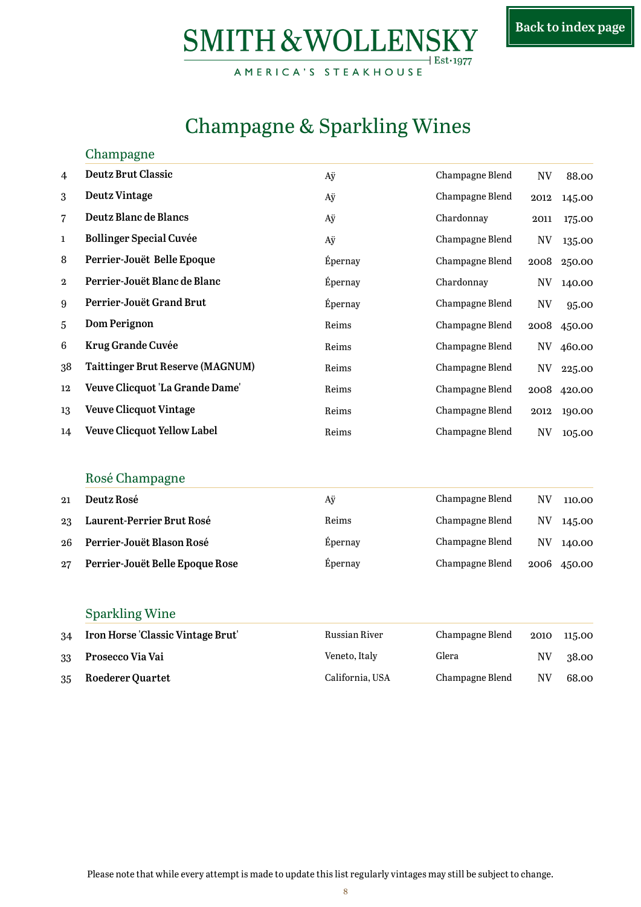Back to index page

SMITH & WOLLENSKY

Est. 1977

AMERICA'S STEAKHOUSE

# Champagne & Sparkling Wines

## Champagne

| | | | | | |
|---|---|---|---|---|---|
| 4 | **Deutz Brut Classic** | Aÿ | Champagne Blend | NV | 88.00 |
| 3 | **Deutz Vintage** | Aÿ | Champagne Blend | 2012 | 145.00 |
| 7 | **Deutz Blanc de Blancs** | Aÿ | Chardonnay | 2011 | 175.00 |
| 1 | **Bollinger Special Cuvée** | Aÿ | Champagne Blend | NV | 135.00 |
| 8 | **Perrier-Jouët Belle Epoque** | Épernay | Champagne Blend | 2008 | 250.00 |
| 2 | **Perrier-Jouët Blanc de Blanc** | Épernay | Chardonnay | NV | 140.00 |
| 9 | **Perrier-Jouët Grand Brut** | Épernay | Champagne Blend | NV | 95.00 |
| 5 | **Dom Perignon** | Reims | Champagne Blend | 2008 | 450.00 |
| 6 | **Krug Grande Cuvée** | Reims | Champagne Blend | NV | 460.00 |
| 38 | **Taittinger Brut Reserve (MAGNUM)** | Reims | Champagne Blend | NV | 225.00 |
| 12 | **Veuve Clicquot 'La Grande Dame'** | Reims | Champagne Blend | 2008 | 420.00 |
| 13 | **Veuve Clicquot Vintage** | Reims | Champagne Blend | 2012 | 190.00 |
| 14 | **Veuve Clicquot Yellow Label** | Reims | Champagne Blend | NV | 105.00 |

## Rosé Champagne

| | | | | | |
|---|---|---|---|---|---|
| 21 | **Deutz Rosé** | Aÿ | Champagne Blend | NV | 110.00 |
| 23 | **Laurent-Perrier Brut Rosé** | Reims | Champagne Blend | NV | 145.00 |
| 26 | **Perrier-Jouët Blason Rosé** | Épernay | Champagne Blend | NV | 140.00 |
| 27 | **Perrier-Jouët Belle Epoque Rose** | Épernay | Champagne Blend | 2006 | 450.00 |

## Sparkling Wine

| | | | | | |
|---|---|---|---|---|---|
| 34 | **Iron Horse 'Classic Vintage Brut'** | Russian River | Champagne Blend | 2010 | 115.00 |
| 33 | **Prosecco Via Vai** | Veneto, Italy | Glera | NV | 38.00 |
| 35 | **Roederer Quartet** | California, USA | Champagne Blend | NV | 68.00 |

Please note that while every attempt is made to update this list regularly vintages may still be subject to change.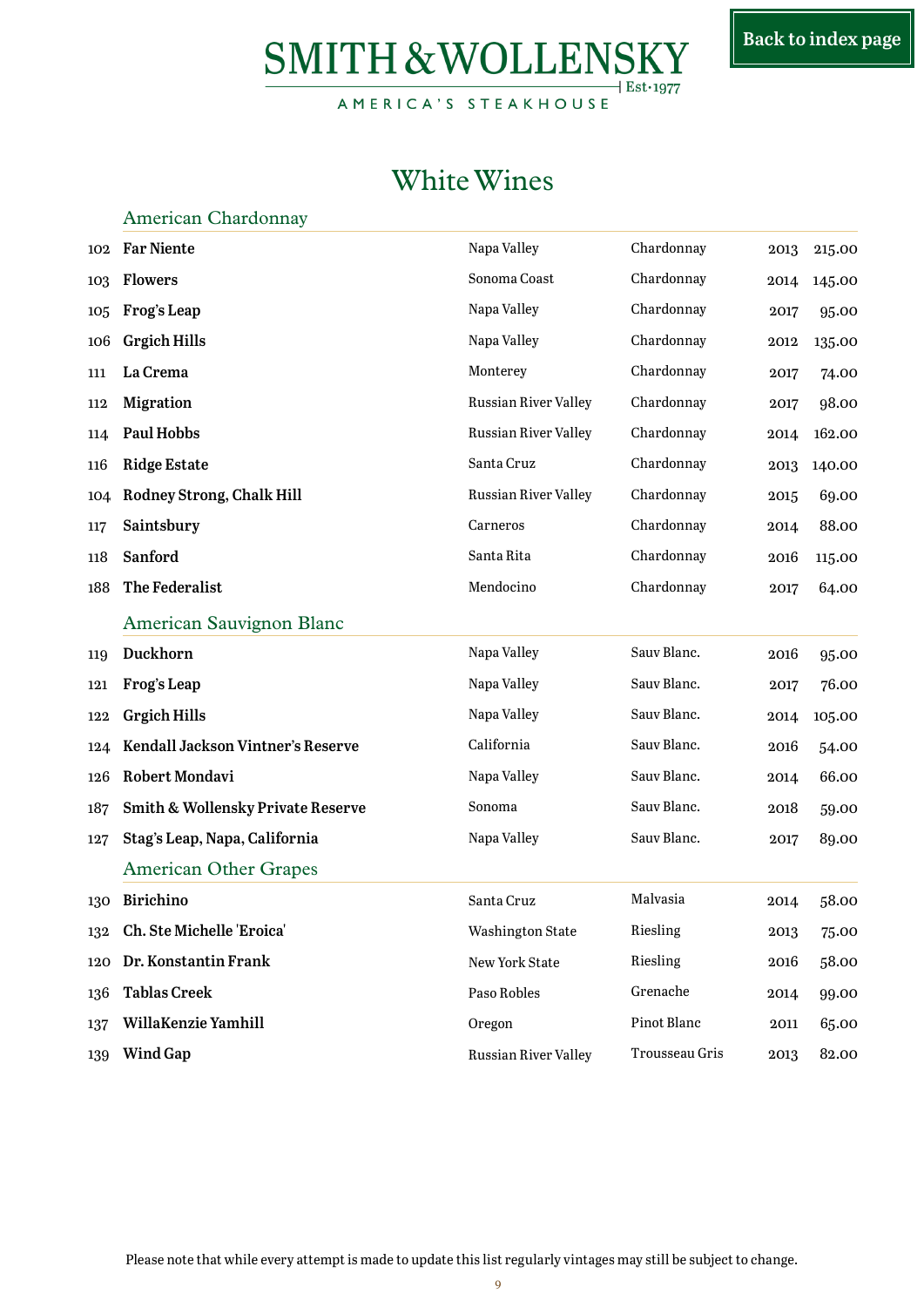[Back to index page]

# SMITH & WOLLENSKY

Est. 1977

AMERICA'S STEAKHOUSE

## White Wines

### American Chardonnay

| | | | | | |
|---|---|---|---|---|---|
| 102 | **Far Niente** | Napa Valley | Chardonnay | 2013 | 215.00 |
| 103 | **Flowers** | Sonoma Coast | Chardonnay | 2014 | 145.00 |
| 105 | **Frog's Leap** | Napa Valley | Chardonnay | 2017 | 95.00 |
| 106 | **Grgich Hills** | Napa Valley | Chardonnay | 2012 | 135.00 |
| 111 | **La Crema** | Monterey | Chardonnay | 2017 | 74.00 |
| 112 | **Migration** | Russian River Valley | Chardonnay | 2017 | 98.00 |
| 114 | **Paul Hobbs** | Russian River Valley | Chardonnay | 2014 | 162.00 |
| 116 | **Ridge Estate** | Santa Cruz | Chardonnay | 2013 | 140.00 |
| 104 | **Rodney Strong, Chalk Hill** | Russian River Valley | Chardonnay | 2015 | 69.00 |
| 117 | **Saintsbury** | Carneros | Chardonnay | 2014 | 88.00 |
| 118 | **Sanford** | Santa Rita | Chardonnay | 2016 | 115.00 |
| 188 | **The Federalist** | Mendocino | Chardonnay | 2017 | 64.00 |

### American Sauvignon Blanc

| | | | | | |
|---|---|---|---|---|---|
| 119 | **Duckhorn** | Napa Valley | Sauv Blanc. | 2016 | 95.00 |
| 121 | **Frog's Leap** | Napa Valley | Sauv Blanc. | 2017 | 76.00 |
| 122 | **Grgich Hills** | Napa Valley | Sauv Blanc. | 2014 | 105.00 |
| 124 | **Kendall Jackson Vintner's Reserve** | California | Sauv Blanc. | 2016 | 54.00 |
| 126 | **Robert Mondavi** | Napa Valley | Sauv Blanc. | 2014 | 66.00 |
| 187 | **Smith & Wollensky Private Reserve** | Sonoma | Sauv Blanc. | 2018 | 59.00 |
| 127 | **Stag's Leap, Napa, California** | Napa Valley | Sauv Blanc. | 2017 | 89.00 |

### American Other Grapes

| | | | | | |
|---|---|---|---|---|---|
| 130 | **Birichino** | Santa Cruz | Malvasia | 2014 | 58.00 |
| 132 | **Ch. Ste Michelle 'Eroica'** | Washington State | Riesling | 2013 | 75.00 |
| 120 | **Dr. Konstantin Frank** | New York State | Riesling | 2016 | 58.00 |
| 136 | **Tablas Creek** | Paso Robles | Grenache | 2014 | 99.00 |
| 137 | **WillaKenzie Yamhill** | Oregon | Pinot Blanc | 2011 | 65.00 |
| 139 | **Wind Gap** | Russian River Valley | Trousseau Gris | 2013 | 82.00 |

Please note that while every attempt is made to update this list regularly vintages may still be subject to change.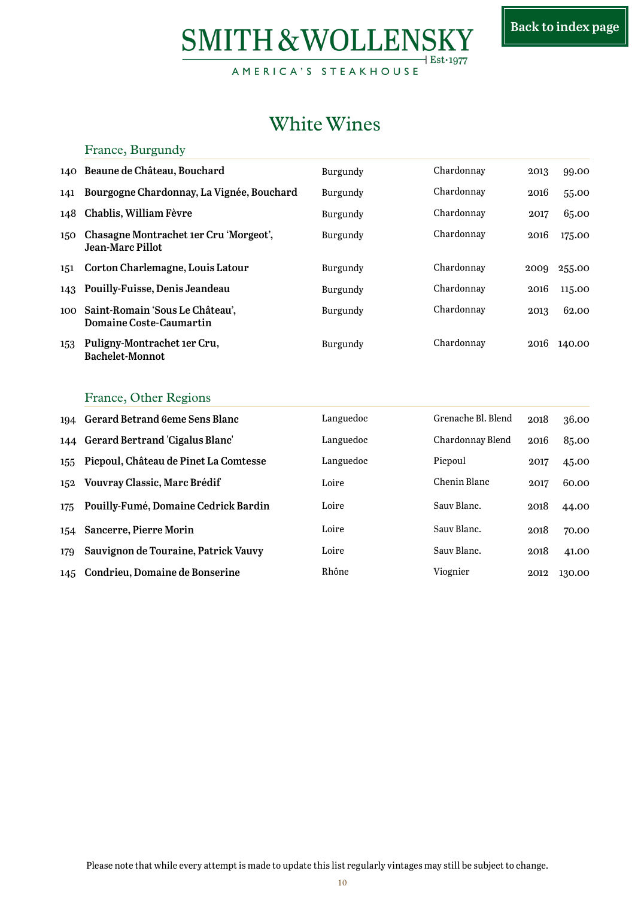# White Wines

## France, Burgundy

| | | | | | |
|---|---|---|---|---|---|
| 140 | **Beaune de Château, Bouchard** | Burgundy | Chardonnay | 2013 | 99.00 |
| 141 | **Bourgogne Chardonnay, La Vignée, Bouchard** | Burgundy | Chardonnay | 2016 | 55.00 |
| 148 | **Chablis, William Fèvre** | Burgundy | Chardonnay | 2017 | 65.00 |
| 150 | **Chasagne Montrachet 1er Cru 'Morgeot', Jean-Marc Pillot** | Burgundy | Chardonnay | 2016 | 175.00 |
| 151 | **Corton Charlemagne, Louis Latour** | Burgundy | Chardonnay | 2009 | 255.00 |
| 143 | **Pouilly-Fuisse, Denis Jeandeau** | Burgundy | Chardonnay | 2016 | 115.00 |
| 100 | **Saint-Romain 'Sous Le Château', Domaine Coste-Caumartin** | Burgundy | Chardonnay | 2013 | 62.00 |
| 153 | **Puligny-Montrachet 1er Cru, Bachelet-Monnot** | Burgundy | Chardonnay | 2016 | 140.00 |

## France, Other Regions

| | | | | | |
|---|---|---|---|---|---|
| 194 | **Gerard Betrand 6eme Sens Blanc** | Languedoc | Grenache Bl. Blend | 2018 | 36.00 |
| 144 | **Gerard Bertrand 'Cigalus Blanc'** | Languedoc | Chardonnay Blend | 2016 | 85.00 |
| 155 | **Picpoul, Château de Pinet La Comtesse** | Languedoc | Picpoul | 2017 | 45.00 |
| 152 | **Vouvray Classic, Marc Brédif** | Loire | Chenin Blanc | 2017 | 60.00 |
| 175 | **Pouilly-Fumé, Domaine Cedrick Bardin** | Loire | Sauv Blanc. | 2018 | 44.00 |
| 154 | **Sancerre, Pierre Morin** | Loire | Sauv Blanc. | 2018 | 70.00 |
| 179 | **Sauvignon de Touraine, Patrick Vauvy** | Loire | Sauv Blanc. | 2018 | 41.00 |
| 145 | **Condrieu, Domaine de Bonserine** | Rhône | Viognier | 2012 | 130.00 |

Please note that while every attempt is made to update this list regularly vintages may still be subject to change.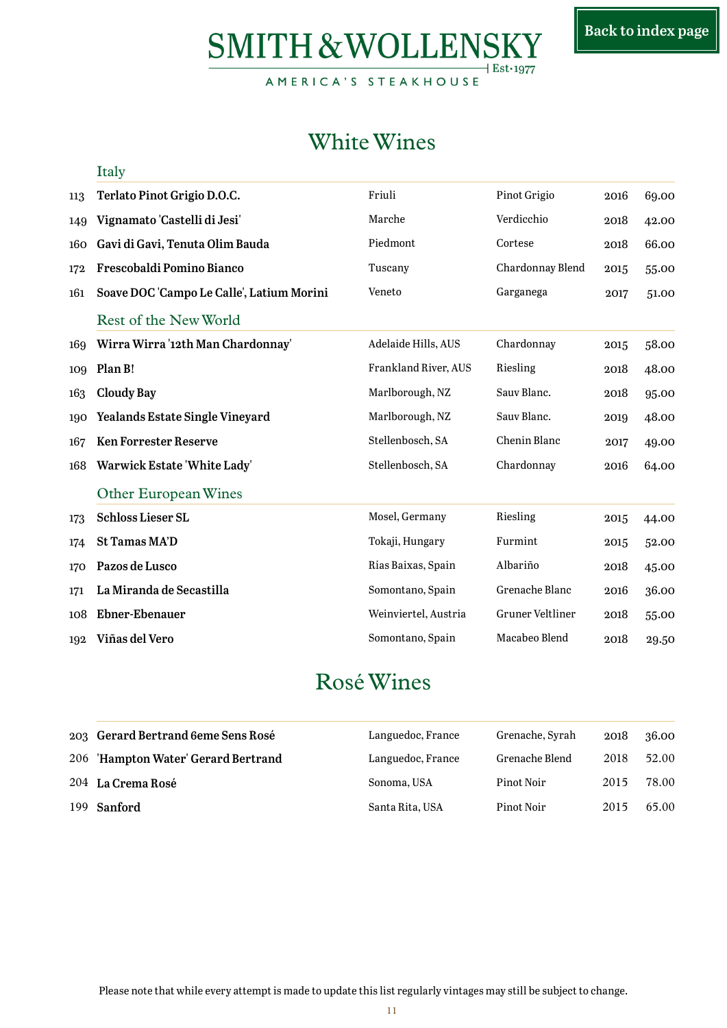Back to index page

SMITH & WOLLENSKY
Est. 1977
AMERICA'S STEAKHOUSE

# White Wines

## Italy

| | | | | | |
|---|---|---|---|---|---|
| 113 | **Terlato Pinot Grigio D.O.C.** | Friuli | Pinot Grigio | 2016 | 69.00 |
| 149 | **Vignamato 'Castelli di Jesi'** | Marche | Verdicchio | 2018 | 42.00 |
| 160 | **Gavi di Gavi, Tenuta Olim Bauda** | Piedmont | Cortese | 2018 | 66.00 |
| 172 | **Frescobaldi Pomino Bianco** | Tuscany | Chardonnay Blend | 2015 | 55.00 |
| 161 | **Soave DOC 'Campo Le Calle', Latium Morini** | Veneto | Garganega | 2017 | 51.00 |

## Rest of the New World

| | | | | | |
|---|---|---|---|---|---|
| 169 | **Wirra Wirra '12th Man Chardonnay'** | Adelaide Hills, AUS | Chardonnay | 2015 | 58.00 |
| 109 | **Plan B!** | Frankland River, AUS | Riesling | 2018 | 48.00 |
| 163 | **Cloudy Bay** | Marlborough, NZ | Sauv Blanc. | 2018 | 95.00 |
| 190 | **Yealands Estate Single Vineyard** | Marlborough, NZ | Sauv Blanc. | 2019 | 48.00 |
| 167 | **Ken Forrester Reserve** | Stellenbosch, SA | Chenin Blanc | 2017 | 49.00 |
| 168 | **Warwick Estate 'White Lady'** | Stellenbosch, SA | Chardonnay | 2016 | 64.00 |

## Other European Wines

| | | | | | |
|---|---|---|---|---|---|
| 173 | **Schloss Lieser SL** | Mosel, Germany | Riesling | 2015 | 44.00 |
| 174 | **St Tamas MA'D** | Tokaji, Hungary | Furmint | 2015 | 52.00 |
| 170 | **Pazos de Lusco** | Rías Baixas, Spain | Albariño | 2018 | 45.00 |
| 171 | **La Miranda de Secastilla** | Somontano, Spain | Grenache Blanc | 2016 | 36.00 |
| 108 | **Ebner-Ebenauer** | Weinviertel, Austria | Gruner Veltliner | 2018 | 55.00 |
| 192 | **Viñas del Vero** | Somontano, Spain | Macabeo Blend | 2018 | 29.50 |

# Rosé Wines

| | | | | | |
|---|---|---|---|---|---|
| 203 | **Gerard Bertrand 6eme Sens Rosé** | Languedoc, France | Grenache, Syrah | 2018 | 36.00 |
| 206 | **'Hampton Water' Gerard Bertrand** | Languedoc, France | Grenache Blend | 2018 | 52.00 |
| 204 | **La Crema Rosé** | Sonoma, USA | Pinot Noir | 2015 | 78.00 |
| 199 | **Sanford** | Santa Rita, USA | Pinot Noir | 2015 | 65.00 |

Please note that while every attempt is made to update this list regularly vintages may still be subject to change.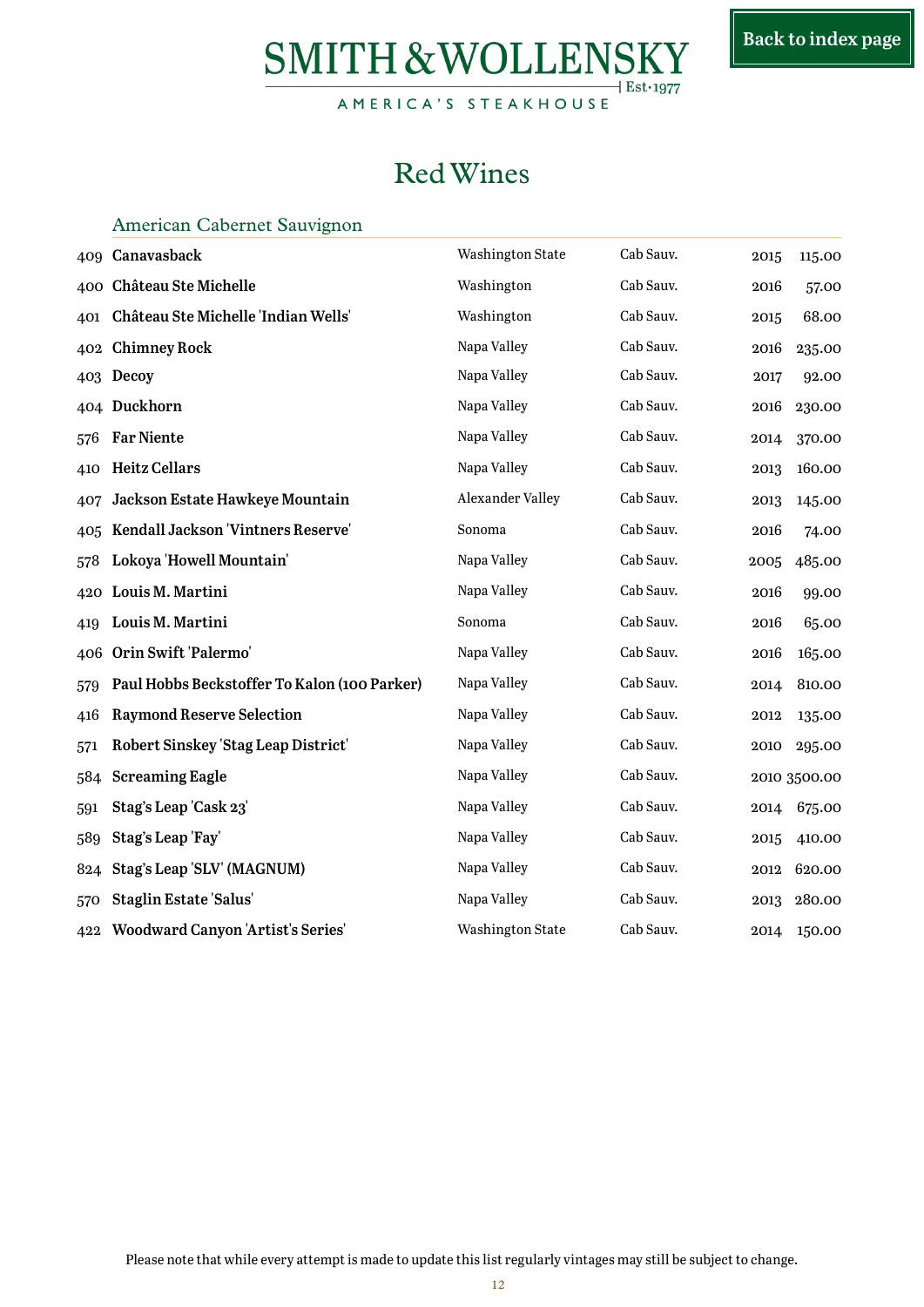SMITH & WOLLENSKY Est. 1977

AMERICA'S STEAKHOUSE

Back to index page

# Red Wines

## American Cabernet Sauvignon

| | | | | | |
|---|---|---|---|---|---|
| 409 | **Canavasback** | Washington State | Cab Sauv. | 2015 | 115.00 |
| 400 | **Château Ste Michelle** | Washington | Cab Sauv. | 2016 | 57.00 |
| 401 | **Château Ste Michelle 'Indian Wells'** | Washington | Cab Sauv. | 2015 | 68.00 |
| 402 | **Chimney Rock** | Napa Valley | Cab Sauv. | 2016 | 235.00 |
| 403 | **Decoy** | Napa Valley | Cab Sauv. | 2017 | 92.00 |
| 404 | **Duckhorn** | Napa Valley | Cab Sauv. | 2016 | 230.00 |
| 576 | **Far Niente** | Napa Valley | Cab Sauv. | 2014 | 370.00 |
| 410 | **Heitz Cellars** | Napa Valley | Cab Sauv. | 2013 | 160.00 |
| 407 | **Jackson Estate Hawkeye Mountain** | Alexander Valley | Cab Sauv. | 2013 | 145.00 |
| 405 | **Kendall Jackson 'Vintners Reserve'** | Sonoma | Cab Sauv. | 2016 | 74.00 |
| 578 | **Lokoya 'Howell Mountain'** | Napa Valley | Cab Sauv. | 2005 | 485.00 |
| 420 | **Louis M. Martini** | Napa Valley | Cab Sauv. | 2016 | 99.00 |
| 419 | **Louis M. Martini** | Sonoma | Cab Sauv. | 2016 | 65.00 |
| 406 | **Orin Swift 'Palermo'** | Napa Valley | Cab Sauv. | 2016 | 165.00 |
| 579 | **Paul Hobbs Beckstoffer To Kalon (100 Parker)** | Napa Valley | Cab Sauv. | 2014 | 810.00 |
| 416 | **Raymond Reserve Selection** | Napa Valley | Cab Sauv. | 2012 | 135.00 |
| 571 | **Robert Sinskey 'Stag Leap District'** | Napa Valley | Cab Sauv. | 2010 | 295.00 |
| 584 | **Screaming Eagle** | Napa Valley | Cab Sauv. | 2010 | 3500.00 |
| 591 | **Stag's Leap 'Cask 23'** | Napa Valley | Cab Sauv. | 2014 | 675.00 |
| 589 | **Stag's Leap 'Fay'** | Napa Valley | Cab Sauv. | 2015 | 410.00 |
| 824 | **Stag's Leap 'SLV' (MAGNUM)** | Napa Valley | Cab Sauv. | 2012 | 620.00 |
| 570 | **Staglin Estate 'Salus'** | Napa Valley | Cab Sauv. | 2013 | 280.00 |
| 422 | **Woodward Canyon 'Artist's Series'** | Washington State | Cab Sauv. | 2014 | 150.00 |

Please note that while every attempt is made to update this list regularly vintages may still be subject to change.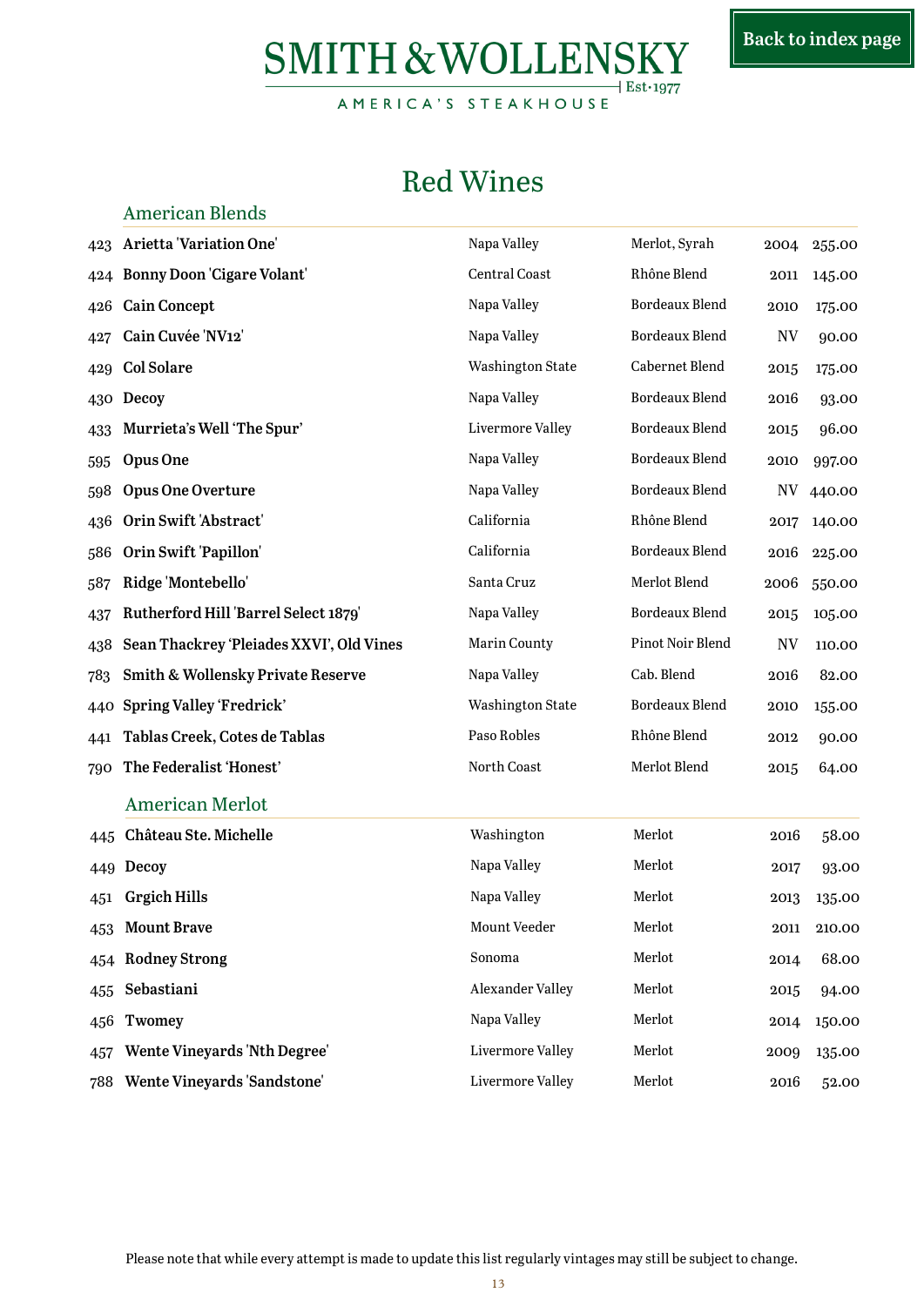# SMITH & WOLLENSKY

Est·1977

AMERICA'S STEAKHOUSE

Back to index page

## Red Wines

### American Blends

| | | | | | |
|---|---|---|---|---|---|
| 423 | **Arietta 'Variation One'** | Napa Valley | Merlot, Syrah | 2004 | 255.00 |
| 424 | **Bonny Doon 'Cigare Volant'** | Central Coast | Rhône Blend | 2011 | 145.00 |
| 426 | **Cain Concept** | Napa Valley | Bordeaux Blend | 2010 | 175.00 |
| 427 | **Cain Cuvée 'NV12'** | Napa Valley | Bordeaux Blend | NV | 90.00 |
| 429 | **Col Solare** | Washington State | Cabernet Blend | 2015 | 175.00 |
| 430 | **Decoy** | Napa Valley | Bordeaux Blend | 2016 | 93.00 |
| 433 | **Murrieta's Well 'The Spur'** | Livermore Valley | Bordeaux Blend | 2015 | 96.00 |
| 595 | **Opus One** | Napa Valley | Bordeaux Blend | 2010 | 997.00 |
| 598 | **Opus One Overture** | Napa Valley | Bordeaux Blend | NV | 440.00 |
| 436 | **Orin Swift 'Abstract'** | California | Rhône Blend | 2017 | 140.00 |
| 586 | **Orin Swift 'Papillon'** | California | Bordeaux Blend | 2016 | 225.00 |
| 587 | **Ridge 'Montebello'** | Santa Cruz | Merlot Blend | 2006 | 550.00 |
| 437 | **Rutherford Hill 'Barrel Select 1879'** | Napa Valley | Bordeaux Blend | 2015 | 105.00 |
| 438 | **Sean Thackrey 'Pleiades XXVI', Old Vines** | Marin County | Pinot Noir Blend | NV | 110.00 |
| 783 | **Smith & Wollensky Private Reserve** | Napa Valley | Cab. Blend | 2016 | 82.00 |
| 440 | **Spring Valley 'Fredrick'** | Washington State | Bordeaux Blend | 2010 | 155.00 |
| 441 | **Tablas Creek, Cotes de Tablas** | Paso Robles | Rhône Blend | 2012 | 90.00 |
| 790 | **The Federalist 'Honest'** | North Coast | Merlot Blend | 2015 | 64.00 |

### American Merlot

| | | | | | |
|---|---|---|---|---|---|
| 445 | **Château Ste. Michelle** | Washington | Merlot | 2016 | 58.00 |
| 449 | **Decoy** | Napa Valley | Merlot | 2017 | 93.00 |
| 451 | **Grgich Hills** | Napa Valley | Merlot | 2013 | 135.00 |
| 453 | **Mount Brave** | Mount Veeder | Merlot | 2011 | 210.00 |
| 454 | **Rodney Strong** | Sonoma | Merlot | 2014 | 68.00 |
| 455 | **Sebastiani** | Alexander Valley | Merlot | 2015 | 94.00 |
| 456 | **Twomey** | Napa Valley | Merlot | 2014 | 150.00 |
| 457 | **Wente Vineyards 'Nth Degree'** | Livermore Valley | Merlot | 2009 | 135.00 |
| 788 | **Wente Vineyards 'Sandstone'** | Livermore Valley | Merlot | 2016 | 52.00 |

Please note that while every attempt is made to update this list regularly vintages may still be subject to change.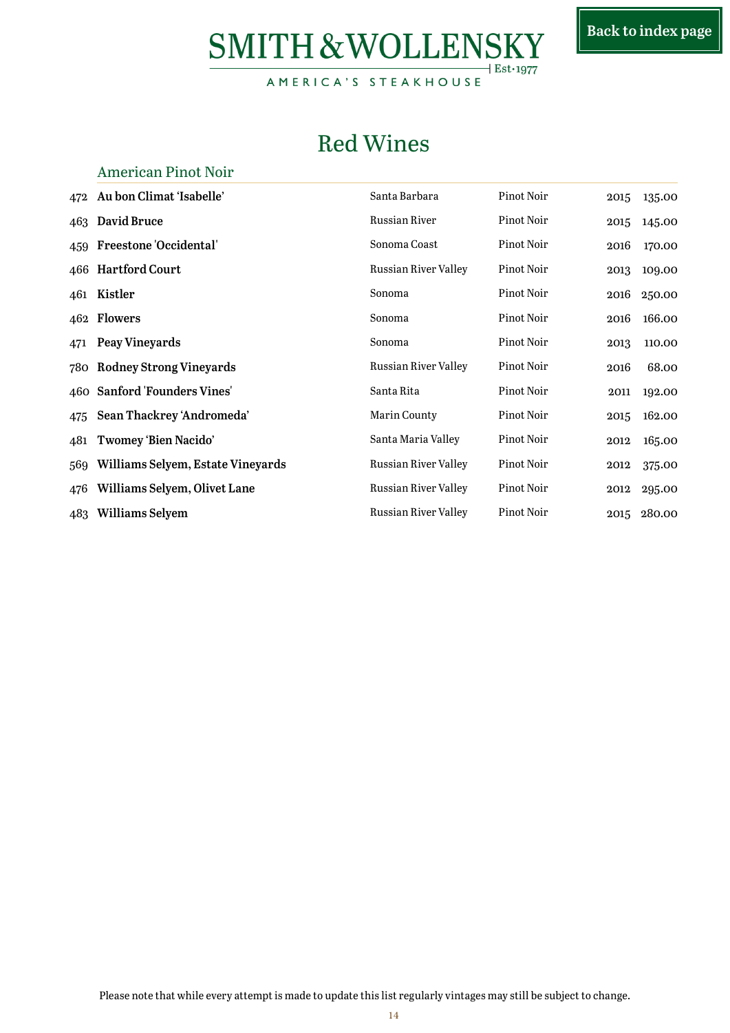SMITH & WOLLENSKY
Est·1977
AMERICA'S STEAKHOUSE

Back to index page

# Red Wines

## American Pinot Noir

| | | | | | |
|---|---|---|---|---|---|
| 472 | **Au bon Climat 'Isabelle'** | Santa Barbara | Pinot Noir | 2015 | 135.00 |
| 463 | **David Bruce** | Russian River | Pinot Noir | 2015 | 145.00 |
| 459 | **Freestone 'Occidental'** | Sonoma Coast | Pinot Noir | 2016 | 170.00 |
| 466 | **Hartford Court** | Russian River Valley | Pinot Noir | 2013 | 109.00 |
| 461 | **Kistler** | Sonoma | Pinot Noir | 2016 | 250.00 |
| 462 | **Flowers** | Sonoma | Pinot Noir | 2016 | 166.00 |
| 471 | **Peay Vineyards** | Sonoma | Pinot Noir | 2013 | 110.00 |
| 780 | **Rodney Strong Vineyards** | Russian River Valley | Pinot Noir | 2016 | 68.00 |
| 460 | **Sanford 'Founders Vines'** | Santa Rita | Pinot Noir | 2011 | 192.00 |
| 475 | **Sean Thackrey 'Andromeda'** | Marin County | Pinot Noir | 2015 | 162.00 |
| 481 | **Twomey 'Bien Nacido'** | Santa Maria Valley | Pinot Noir | 2012 | 165.00 |
| 569 | **Williams Selyem, Estate Vineyards** | Russian River Valley | Pinot Noir | 2012 | 375.00 |
| 476 | **Williams Selyem, Olivet Lane** | Russian River Valley | Pinot Noir | 2012 | 295.00 |
| 483 | **Williams Selyem** | Russian River Valley | Pinot Noir | 2015 | 280.00 |

Please note that while every attempt is made to update this list regularly vintages may still be subject to change.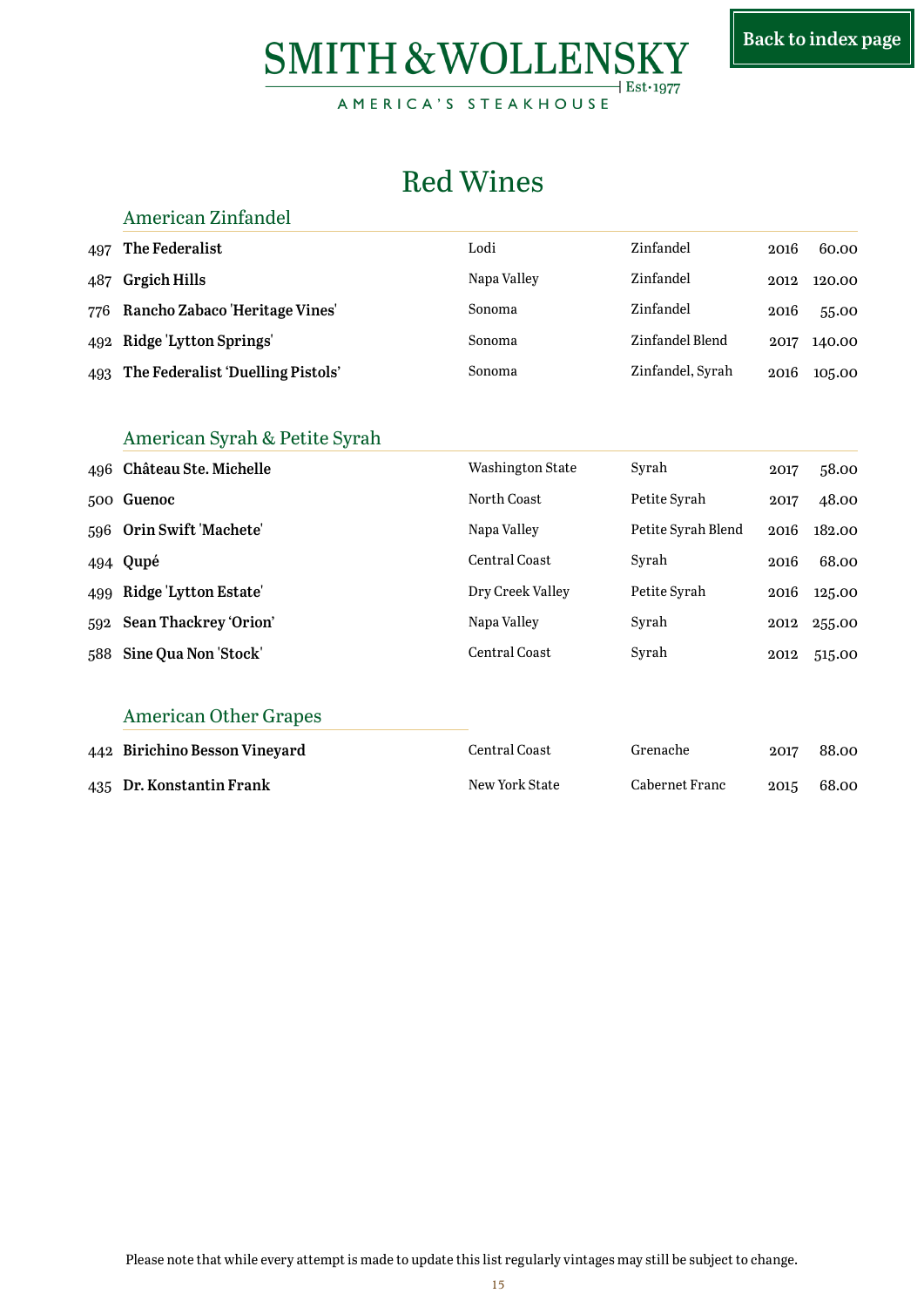[Back to index page]

# SMITH & WOLLENSKY

Est. 1977

AMERICA'S STEAKHOUSE

## Red Wines

### American Zinfandel

| | | | | | |
|---|---|---|---|---|---|
| 497 | **The Federalist** | Lodi | Zinfandel | 2016 | 60.00 |
| 487 | **Grgich Hills** | Napa Valley | Zinfandel | 2012 | 120.00 |
| 776 | **Rancho Zabaco 'Heritage Vines'** | Sonoma | Zinfandel | 2016 | 55.00 |
| 492 | **Ridge 'Lytton Springs'** | Sonoma | Zinfandel Blend | 2017 | 140.00 |
| 493 | **The Federalist 'Duelling Pistols'** | Sonoma | Zinfandel, Syrah | 2016 | 105.00 |

### American Syrah & Petite Syrah

| | | | | | |
|---|---|---|---|---|---|
| 496 | **Château Ste. Michelle** | Washington State | Syrah | 2017 | 58.00 |
| 500 | **Guenoc** | North Coast | Petite Syrah | 2017 | 48.00 |
| 596 | **Orin Swift 'Machete'** | Napa Valley | Petite Syrah Blend | 2016 | 182.00 |
| 494 | **Qupé** | Central Coast | Syrah | 2016 | 68.00 |
| 499 | **Ridge 'Lytton Estate'** | Dry Creek Valley | Petite Syrah | 2016 | 125.00 |
| 592 | **Sean Thackrey 'Orion'** | Napa Valley | Syrah | 2012 | 255.00 |
| 588 | **Sine Qua Non 'Stock'** | Central Coast | Syrah | 2012 | 515.00 |

### American Other Grapes

| | | | | | |
|---|---|---|---|---|---|
| 442 | **Birichino Besson Vineyard** | Central Coast | Grenache | 2017 | 88.00 |
| 435 | **Dr. Konstantin Frank** | New York State | Cabernet Franc | 2015 | 68.00 |

Please note that while every attempt is made to update this list regularly vintages may still be subject to change.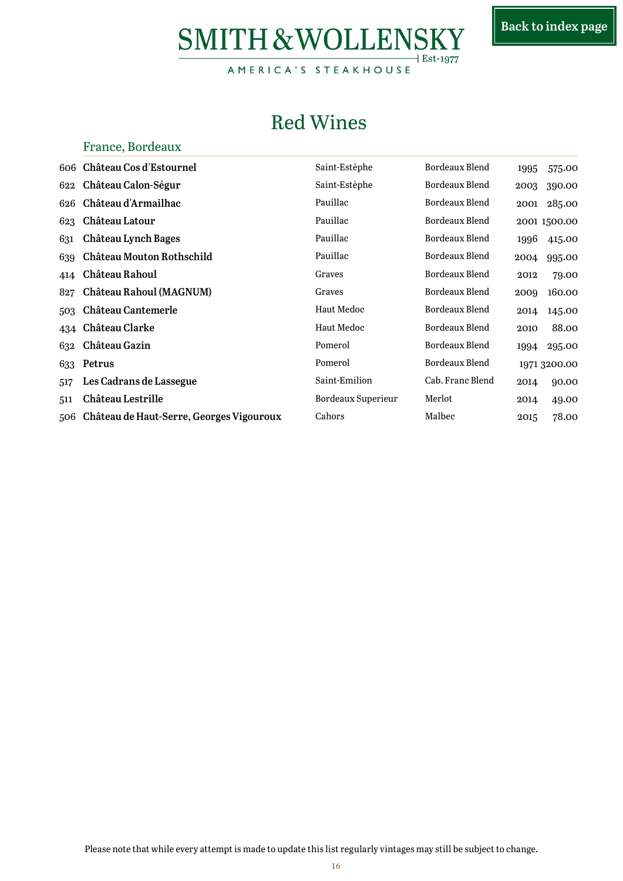Back to index page

SMITH & WOLLENSKY
Est. 1977
AMERICA'S STEAKHOUSE

# Red Wines

## France, Bordeaux

| | | | | | |
|---|---|---|---|---|---|
| 606 | **Château Cos d'Estournel** | Saint-Estèphe | Bordeaux Blend | 1995 | 575.00 |
| 622 | **Château Calon-Ségur** | Saint-Estèphe | Bordeaux Blend | 2003 | 390.00 |
| 626 | **Château d'Armailhac** | Pauillac | Bordeaux Blend | 2001 | 285.00 |
| 623 | **Château Latour** | Pauillac | Bordeaux Blend | 2001 | 1500.00 |
| 631 | **Château Lynch Bages** | Pauillac | Bordeaux Blend | 1996 | 415.00 |
| 639 | **Château Mouton Rothschild** | Pauillac | Bordeaux Blend | 2004 | 995.00 |
| 414 | **Château Rahoul** | Graves | Bordeaux Blend | 2012 | 79.00 |
| 827 | **Château Rahoul (MAGNUM)** | Graves | Bordeaux Blend | 2009 | 160.00 |
| 503 | **Château Cantemerle** | Haut Medoc | Bordeaux Blend | 2014 | 145.00 |
| 434 | **Château Clarke** | Haut Medoc | Bordeaux Blend | 2010 | 88.00 |
| 632 | **Château Gazin** | Pomerol | Bordeaux Blend | 1994 | 295.00 |
| 633 | **Petrus** | Pomerol | Bordeaux Blend | 1971 | 3200.00 |
| 517 | **Les Cadrans de Lassegue** | Saint-Emilion | Cab. Franc Blend | 2014 | 90.00 |
| 511 | **Château Lestrille** | Bordeaux Superieur | Merlot | 2014 | 49.00 |
| 506 | **Château de Haut-Serre, Georges Vigouroux** | Cahors | Malbec | 2015 | 78.00 |

Please note that while every attempt is made to update this list regularly vintages may still be subject to change.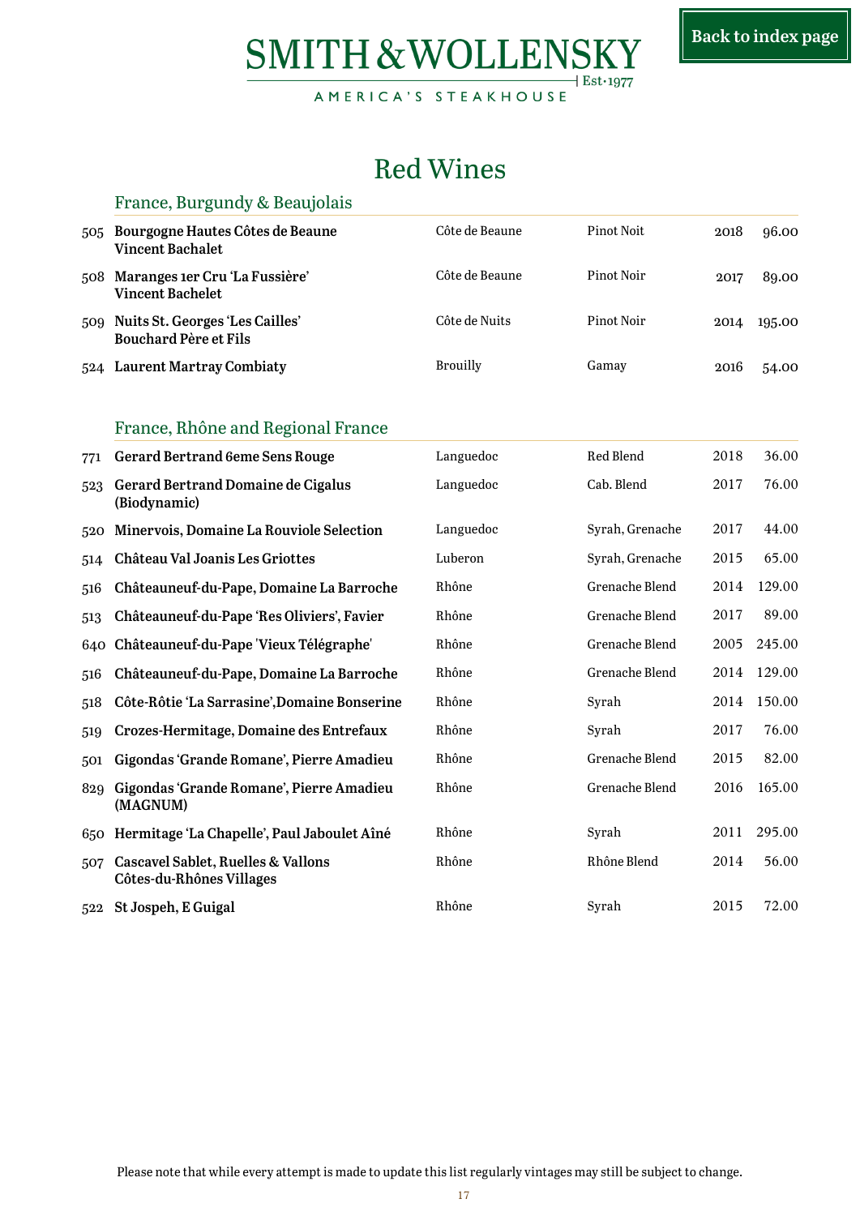# SMITH & WOLLENSKY

Est. 1977

AMERICA'S STEAKHOUSE

Back to index page

## Red Wines

### France, Burgundy & Beaujolais

| | | | | | |
|---|---|---|---|---|---|
| 505 | **Bourgogne Hautes Côtes de Beaune Vincent Bachalet** | Côte de Beaune | Pinot Noit | 2018 | 96.00 |
| 508 | **Maranges 1er Cru 'La Fussière' Vincent Bachelet** | Côte de Beaune | Pinot Noir | 2017 | 89.00 |
| 509 | **Nuits St. Georges 'Les Cailles' Bouchard Père et Fils** | Côte de Nuits | Pinot Noir | 2014 | 195.00 |
| 524 | **Laurent Martray Combiaty** | Brouilly | Gamay | 2016 | 54.00 |

### France, Rhône and Regional France

| | | | | | |
|---|---|---|---|---|---|
| 771 | **Gerard Bertrand 6eme Sens Rouge** | Languedoc | Red Blend | 2018 | 36.00 |
| 523 | **Gerard Bertrand Domaine de Cigalus (Biodynamic)** | Languedoc | Cab. Blend | 2017 | 76.00 |
| 520 | **Minervois, Domaine La Rouviole Selection** | Languedoc | Syrah, Grenache | 2017 | 44.00 |
| 514 | **Château Val Joanis Les Griottes** | Luberon | Syrah, Grenache | 2015 | 65.00 |
| 516 | **Châteauneuf-du-Pape, Domaine La Barroche** | Rhône | Grenache Blend | 2014 | 129.00 |
| 513 | **Châteauneuf-du-Pape 'Res Oliviers', Favier** | Rhône | Grenache Blend | 2017 | 89.00 |
| 640 | **Châteauneuf-du-Pape 'Vieux Télégraphe'** | Rhône | Grenache Blend | 2005 | 245.00 |
| 516 | **Châteauneuf-du-Pape, Domaine La Barroche** | Rhône | Grenache Blend | 2014 | 129.00 |
| 518 | **Côte-Rôtie 'La Sarrasine',Domaine Bonserine** | Rhône | Syrah | 2014 | 150.00 |
| 519 | **Crozes-Hermitage, Domaine des Entrefaux** | Rhône | Syrah | 2017 | 76.00 |
| 501 | **Gigondas 'Grande Romane', Pierre Amadieu** | Rhône | Grenache Blend | 2015 | 82.00 |
| 829 | **Gigondas 'Grande Romane', Pierre Amadieu (MAGNUM)** | Rhône | Grenache Blend | 2016 | 165.00 |
| 650 | **Hermitage 'La Chapelle', Paul Jaboulet Aîné** | Rhône | Syrah | 2011 | 295.00 |
| 507 | **Cascavel Sablet, Ruelles & Vallons Côtes-du-Rhônes Villages** | Rhône | Rhône Blend | 2014 | 56.00 |
| 522 | **St Jospeh, E Guigal** | Rhône | Syrah | 2015 | 72.00 |

Please note that while every attempt is made to update this list regularly vintages may still be subject to change.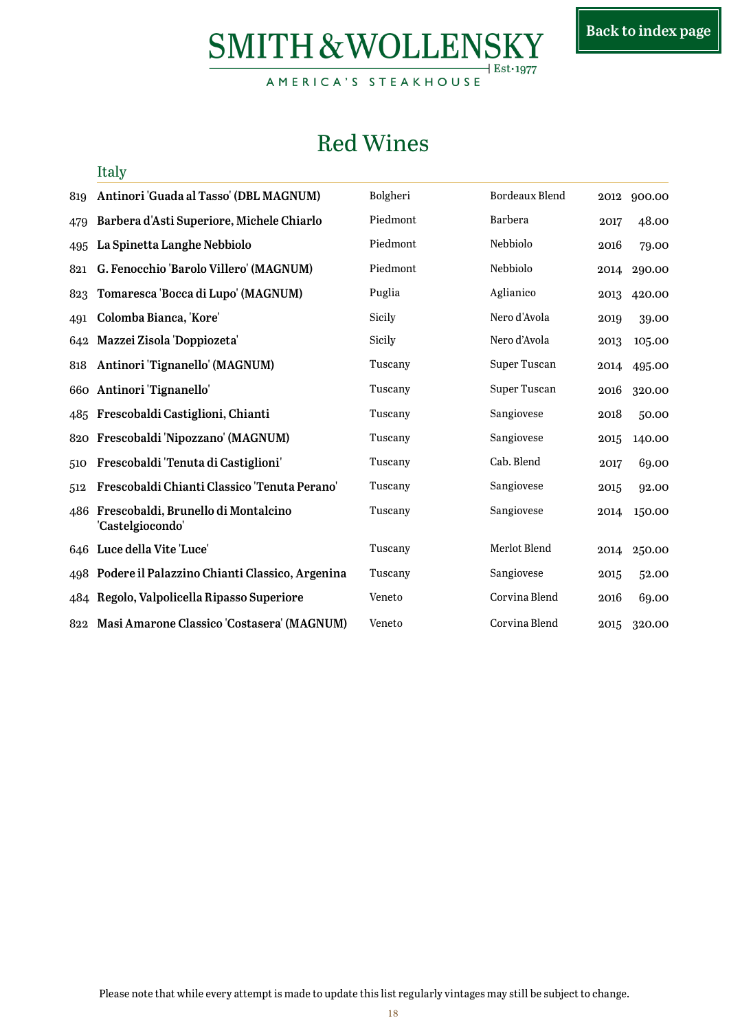Back to index page

SMITH & WOLLENSKY

Est. 1977

AMERICA'S STEAKHOUSE

# Red Wines

## Italy

| | | | | | |
|---|---|---|---|---|---|
| 819 | **Antinori 'Guada al Tasso' (DBL MAGNUM)** | Bolgheri | Bordeaux Blend | 2012 | 900.00 |
| 479 | **Barbera d'Asti Superiore, Michele Chiarlo** | Piedmont | Barbera | 2017 | 48.00 |
| 495 | **La Spinetta Langhe Nebbiolo** | Piedmont | Nebbiolo | 2016 | 79.00 |
| 821 | **G. Fenocchio 'Barolo Villero' (MAGNUM)** | Piedmont | Nebbiolo | 2014 | 290.00 |
| 823 | **Tomaresca 'Bocca di Lupo' (MAGNUM)** | Puglia | Aglianico | 2013 | 420.00 |
| 491 | **Colomba Bianca, 'Kore'** | Sicily | Nero d'Avola | 2019 | 39.00 |
| 642 | **Mazzei Zisola 'Doppiozeta'** | Sicily | Nero d'Avola | 2013 | 105.00 |
| 818 | **Antinori 'Tignanello' (MAGNUM)** | Tuscany | Super Tuscan | 2014 | 495.00 |
| 660 | **Antinori 'Tignanello'** | Tuscany | Super Tuscan | 2016 | 320.00 |
| 485 | **Frescobaldi Castiglioni, Chianti** | Tuscany | Sangiovese | 2018 | 50.00 |
| 820 | **Frescobaldi 'Nipozzano' (MAGNUM)** | Tuscany | Sangiovese | 2015 | 140.00 |
| 510 | **Frescobaldi 'Tenuta di Castiglioni'** | Tuscany | Cab. Blend | 2017 | 69.00 |
| 512 | **Frescobaldi Chianti Classico 'Tenuta Perano'** | Tuscany | Sangiovese | 2015 | 92.00 |
| 486 | **Frescobaldi, Brunello di Montalcino 'Castelgiocondo'** | Tuscany | Sangiovese | 2014 | 150.00 |
| 646 | **Luce della Vite 'Luce'** | Tuscany | Merlot Blend | 2014 | 250.00 |
| 498 | **Podere il Palazzino Chianti Classico, Argenina** | Tuscany | Sangiovese | 2015 | 52.00 |
| 484 | **Regolo, Valpolicella Ripasso Superiore** | Veneto | Corvina Blend | 2016 | 69.00 |
| 822 | **Masi Amarone Classico 'Costasera' (MAGNUM)** | Veneto | Corvina Blend | 2015 | 320.00 |

Please note that while every attempt is made to update this list regularly vintages may still be subject to change.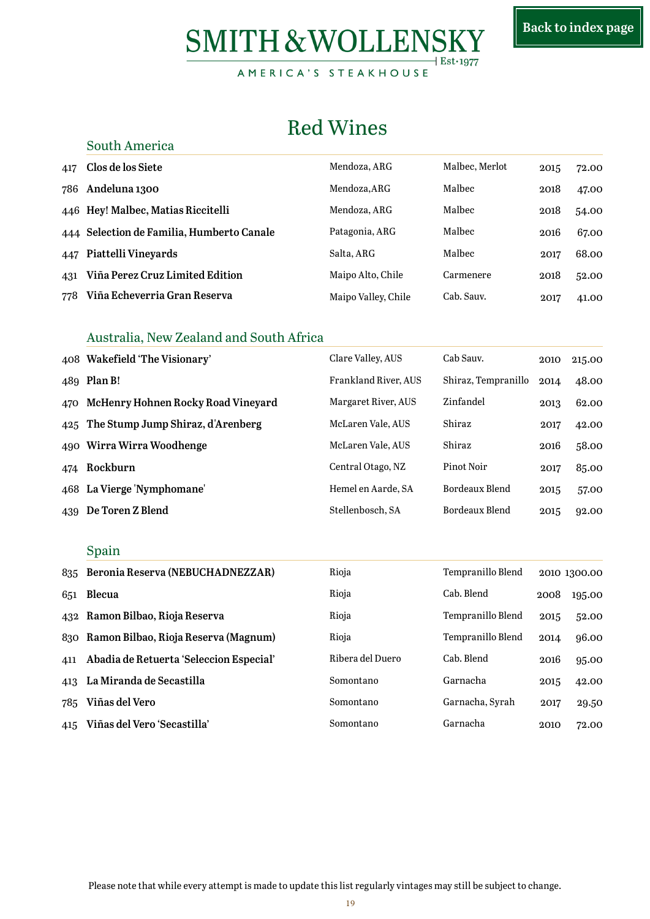Back to index page

# SMITH & WOLLENSKY

Est. 1977

AMERICA'S STEAKHOUSE

## Red Wines

### South America

| | | | | | |
|---|---|---|---|---|---|
| 417 | **Clos de los Siete** | Mendoza, ARG | Malbec, Merlot | 2015 | 72.00 |
| 786 | **Andeluna 1300** | Mendoza,ARG | Malbec | 2018 | 47.00 |
| 446 | **Hey! Malbec, Matias Riccitelli** | Mendoza, ARG | Malbec | 2018 | 54.00 |
| 444 | **Selection de Familia, Humberto Canale** | Patagonia, ARG | Malbec | 2016 | 67.00 |
| 447 | **Piattelli Vineyards** | Salta, ARG | Malbec | 2017 | 68.00 |
| 431 | **Viña Perez Cruz Limited Edition** | Maipo Alto, Chile | Carmenere | 2018 | 52.00 |
| 778 | **Viña Echeverria Gran Reserva** | Maipo Valley, Chile | Cab. Sauv. | 2017 | 41.00 |

### Australia, New Zealand and South Africa

| | | | | | |
|---|---|---|---|---|---|
| 408 | **Wakefield 'The Visionary'** | Clare Valley, AUS | Cab Sauv. | 2010 | 215.00 |
| 489 | **Plan B!** | Frankland River, AUS | Shiraz, Tempranillo | 2014 | 48.00 |
| 470 | **McHenry Hohnen Rocky Road Vineyard** | Margaret River, AUS | Zinfandel | 2013 | 62.00 |
| 425 | **The Stump Jump Shiraz, d'Arenberg** | McLaren Vale, AUS | Shiraz | 2017 | 42.00 |
| 490 | **Wirra Wirra Woodhenge** | McLaren Vale, AUS | Shiraz | 2016 | 58.00 |
| 474 | **Rockburn** | Central Otago, NZ | Pinot Noir | 2017 | 85.00 |
| 468 | **La Vierge 'Nymphomane'** | Hemel en Aarde, SA | Bordeaux Blend | 2015 | 57.00 |
| 439 | **De Toren Z Blend** | Stellenbosch, SA | Bordeaux Blend | 2015 | 92.00 |

### Spain

| | | | | | |
|---|---|---|---|---|---|
| 835 | **Beronia Reserva (NEBUCHADNEZZAR)** | Rioja | Tempranillo Blend | 2010 | 1300.00 |
| 651 | **Blecua** | Rioja | Cab. Blend | 2008 | 195.00 |
| 432 | **Ramon Bilbao, Rioja Reserva** | Rioja | Tempranillo Blend | 2015 | 52.00 |
| 830 | **Ramon Bilbao, Rioja Reserva (Magnum)** | Rioja | Tempranillo Blend | 2014 | 96.00 |
| 411 | **Abadia de Retuerta 'Seleccion Especial'** | Ribera del Duero | Cab. Blend | 2016 | 95.00 |
| 413 | **La Miranda de Secastilla** | Somontano | Garnacha | 2015 | 42.00 |
| 785 | **Viñas del Vero** | Somontano | Garnacha, Syrah | 2017 | 29.50 |
| 415 | **Viñas del Vero 'Secastilla'** | Somontano | Garnacha | 2010 | 72.00 |

Please note that while every attempt is made to update this list regularly vintages may still be subject to change.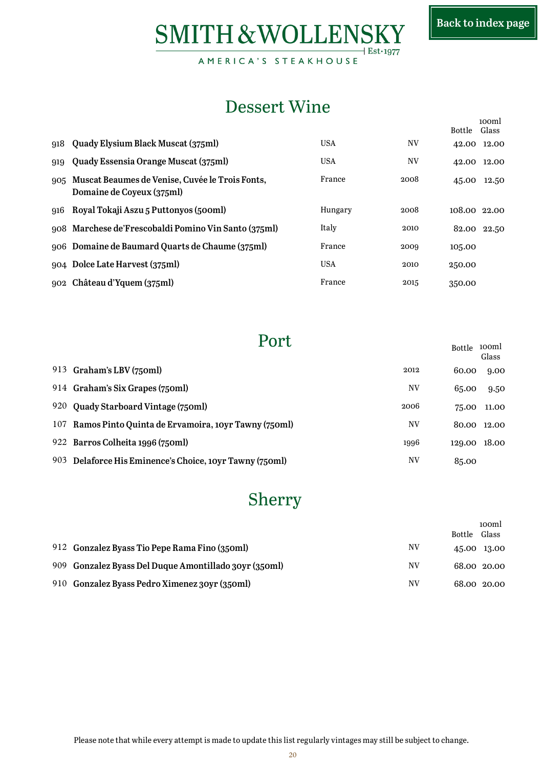# SMITH & WOLLENSKY

Est. 1977

AMERICA'S STEAKHOUSE

Back to index page

## Dessert Wine

| | | | | Bottle | 100ml Glass |
|---|---|---|---|---|---|
| 918 | **Quady Elysium Black Muscat (375ml)** | USA | NV | 42.00 | 12.00 |
| 919 | **Quady Essensia Orange Muscat (375ml)** | USA | NV | 42.00 | 12.00 |
| 905 | **Muscat Beaumes de Venise, Cuvée le Trois Fonts, Domaine de Coyeux (375ml)** | France | 2008 | 45.00 | 12.50 |
| 916 | **Royal Tokaji Aszu 5 Puttonyos (500ml)** | Hungary | 2008 | 108.00 | 22.00 |
| 908 | **Marchese de'Frescobaldi Pomino Vin Santo (375ml)** | Italy | 2010 | 82.00 | 22.50 |
| 906 | **Domaine de Baumard Quarts de Chaume (375ml)** | France | 2009 | 105.00 | |
| 904 | **Dolce Late Harvest (375ml)** | USA | 2010 | 250.00 | |
| 902 | **Château d'Yquem (375ml)** | France | 2015 | 350.00 | |

## Port

| | | | Bottle | 100ml Glass |
|---|---|---|---|---|
| 913 | **Graham's LBV (750ml)** | 2012 | 60.00 | 9.00 |
| 914 | **Graham's Six Grapes (750ml)** | NV | 65.00 | 9.50 |
| 920 | **Quady Starboard Vintage (750ml)** | 2006 | 75.00 | 11.00 |
| 107 | **Ramos Pinto Quinta de Ervamoira, 10yr Tawny (750ml)** | NV | 80.00 | 12.00 |
| 922 | **Barros Colheita 1996 (750ml)** | 1996 | 129.00 | 18.00 |
| 903 | **Delaforce His Eminence's Choice, 10yr Tawny (750ml)** | NV | 85.00 | |

## Sherry

| | | | Bottle | 100ml Glass |
|---|---|---|---|---|
| 912 | **Gonzalez Byass Tio Pepe Rama Fino (350ml)** | NV | 45.00 | 13.00 |
| 909 | **Gonzalez Byass Del Duque Amontillado 30yr (350ml)** | NV | 68.00 | 20.00 |
| 910 | **Gonzalez Byass Pedro Ximenez 30yr (350ml)** | NV | 68.00 | 20.00 |

Please note that while every attempt is made to update this list regularly vintages may still be subject to change.